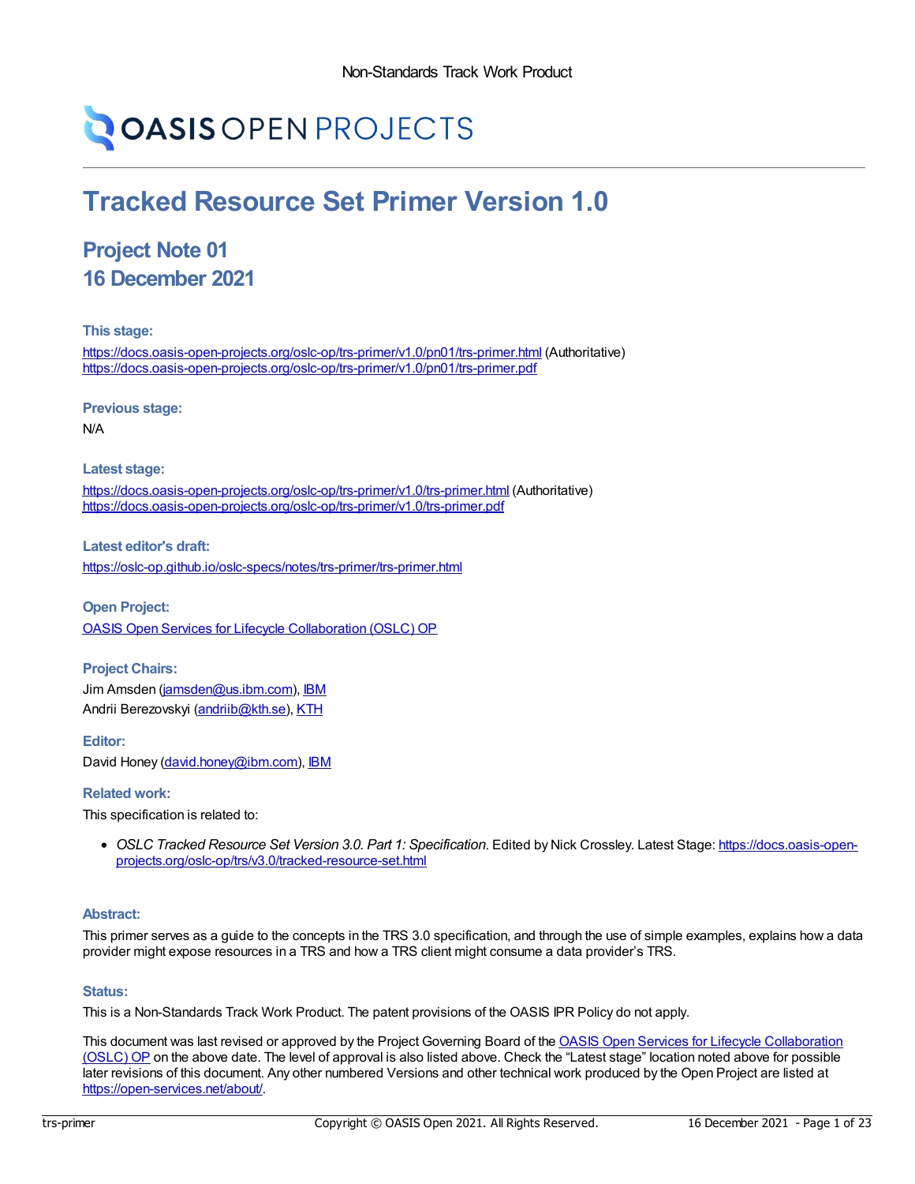Non-Standards Track Work Product

OASIS OPEN PROJECTS

# Tracked Resource Set Primer Version 1.0

## Project Note 01
## 16 December 2021

#### This stage:

https://docs.oasis-open-projects.org/oslc-op/trs-primer/v1.0/pn01/trs-primer.html (Authoritative)
https://docs.oasis-open-projects.org/oslc-op/trs-primer/v1.0/pn01/trs-primer.pdf

#### Previous stage:

N/A

#### Latest stage:

https://docs.oasis-open-projects.org/oslc-op/trs-primer/v1.0/trs-primer.html (Authoritative)
https://docs.oasis-open-projects.org/oslc-op/trs-primer/v1.0/trs-primer.pdf

#### Latest editor's draft:

https://oslc-op.github.io/oslc-specs/notes/trs-primer/trs-primer.html

#### Open Project:

OASIS Open Services for Lifecycle Collaboration (OSLC) OP

#### Project Chairs:

Jim Amsden (jamsden@us.ibm.com), IBM
Andrii Berezovskyi (andriib@kth.se), KTH

#### Editor:

David Honey (david.honey@ibm.com), IBM

#### Related work:

This specification is related to:

- *OSLC Tracked Resource Set Version 3.0. Part 1: Specification*. Edited by Nick Crossley. Latest Stage: https://docs.oasis-open-projects.org/oslc-op/trs/v3.0/tracked-resource-set.html

#### Abstract:

This primer serves as a guide to the concepts in the TRS 3.0 specification, and through the use of simple examples, explains how a data provider might expose resources in a TRS and how a TRS client might consume a data provider's TRS.

#### Status:

This is a Non-Standards Track Work Product. The patent provisions of the OASIS IPR Policy do not apply.

This document was last revised or approved by the Project Governing Board of the OASIS Open Services for Lifecycle Collaboration (OSLC) OP on the above date. The level of approval is also listed above. Check the "Latest stage" location noted above for possible later revisions of this document. Any other numbered Versions and other technical work produced by the Open Project are listed at https://open-services.net/about/.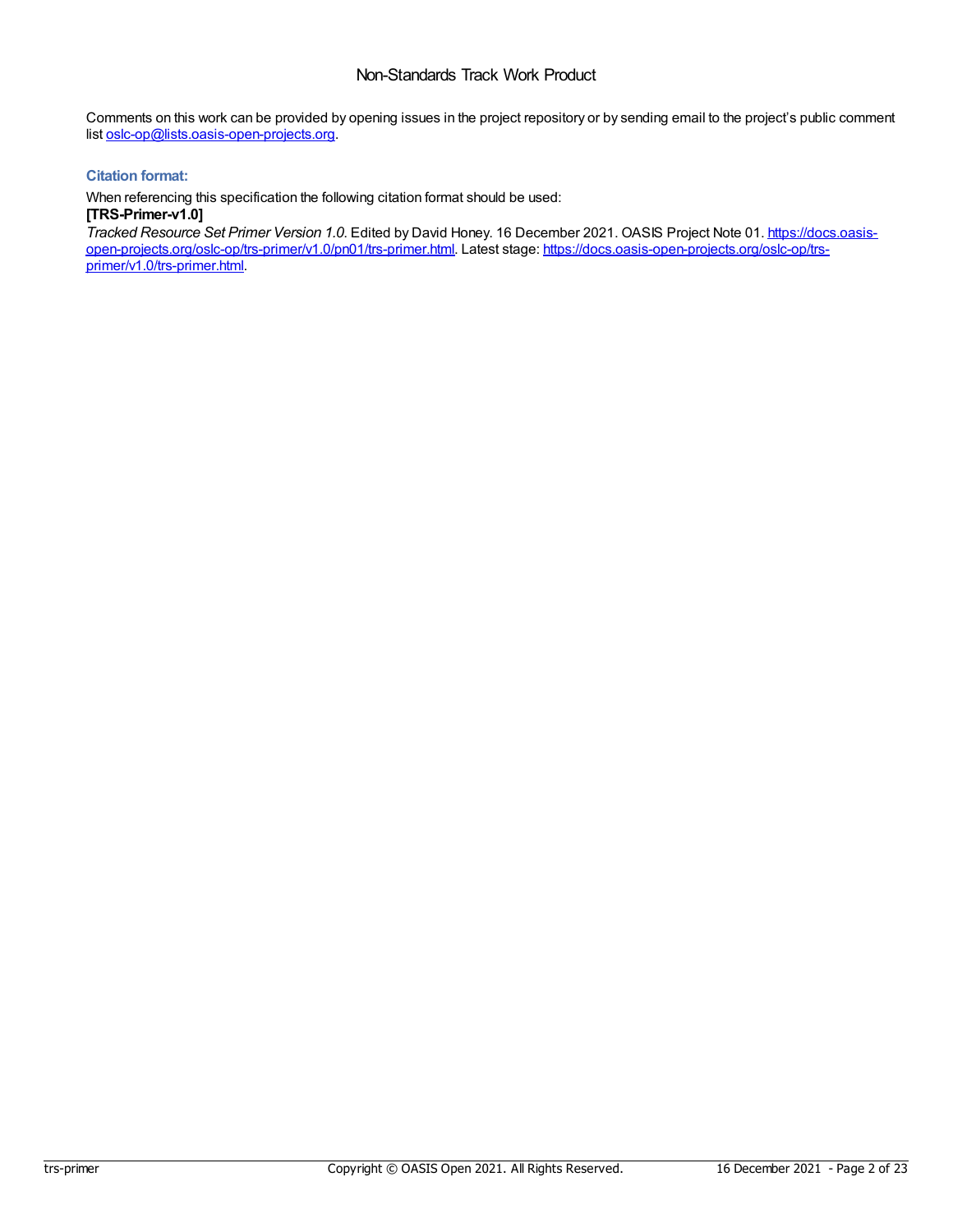Comments on this work can be provided by opening issues in the project repository or by sending email to the project's public comment list oslc-op@lists.oasis-open-projects.org.

### Citation format:

When referencing this specification the following citation format should be used:

**[TRS-Primer-v1.0]**

*Tracked Resource Set Primer Version 1.0*. Edited by David Honey. 16 December 2021. OASIS Project Note 01. https://docs.oasis-open-projects.org/oslc-op/trs-primer/v1.0/pn01/trs-primer.html. Latest stage: https://docs.oasis-open-projects.org/oslc-op/trs-primer/v1.0/trs-primer.html.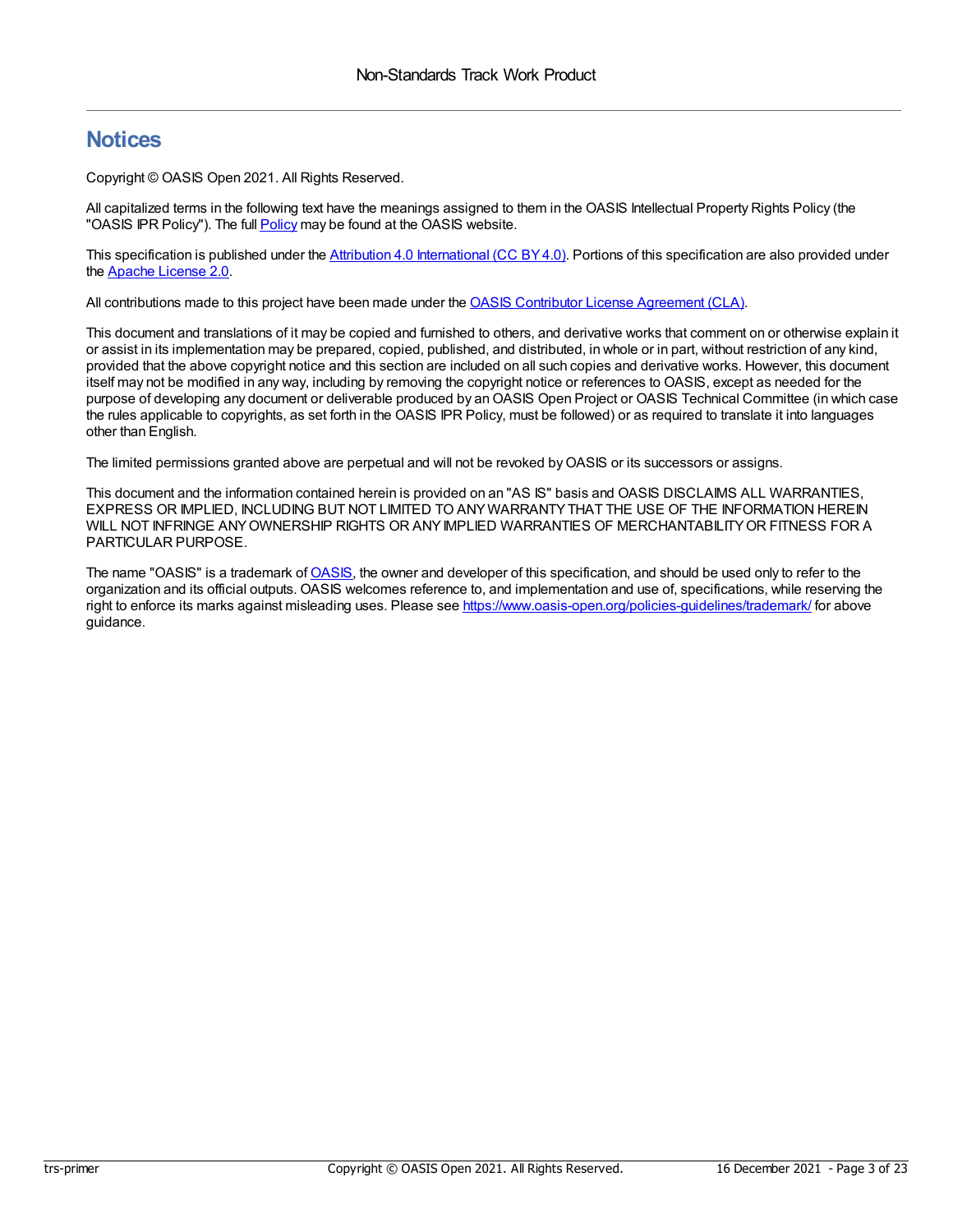# Notices

Copyright © OASIS Open 2021. All Rights Reserved.

All capitalized terms in the following text have the meanings assigned to them in the OASIS Intellectual Property Rights Policy (the "OASIS IPR Policy"). The full Policy may be found at the OASIS website.

This specification is published under the Attribution 4.0 International (CC BY 4.0). Portions of this specification are also provided under the Apache License 2.0.

All contributions made to this project have been made under the OASIS Contributor License Agreement (CLA).

This document and translations of it may be copied and furnished to others, and derivative works that comment on or otherwise explain it or assist in its implementation may be prepared, copied, published, and distributed, in whole or in part, without restriction of any kind, provided that the above copyright notice and this section are included on all such copies and derivative works. However, this document itself may not be modified in any way, including by removing the copyright notice or references to OASIS, except as needed for the purpose of developing any document or deliverable produced by an OASIS Open Project or OASIS Technical Committee (in which case the rules applicable to copyrights, as set forth in the OASIS IPR Policy, must be followed) or as required to translate it into languages other than English.

The limited permissions granted above are perpetual and will not be revoked by OASIS or its successors or assigns.

This document and the information contained herein is provided on an "AS IS" basis and OASIS DISCLAIMS ALL WARRANTIES, EXPRESS OR IMPLIED, INCLUDING BUT NOT LIMITED TO ANY WARRANTY THAT THE USE OF THE INFORMATION HEREIN WILL NOT INFRINGE ANY OWNERSHIP RIGHTS OR ANY IMPLIED WARRANTIES OF MERCHANTABILITY OR FITNESS FOR A PARTICULAR PURPOSE.

The name "OASIS" is a trademark of OASIS, the owner and developer of this specification, and should be used only to refer to the organization and its official outputs. OASIS welcomes reference to, and implementation and use of, specifications, while reserving the right to enforce its marks against misleading uses. Please see https://www.oasis-open.org/policies-guidelines/trademark/ for above guidance.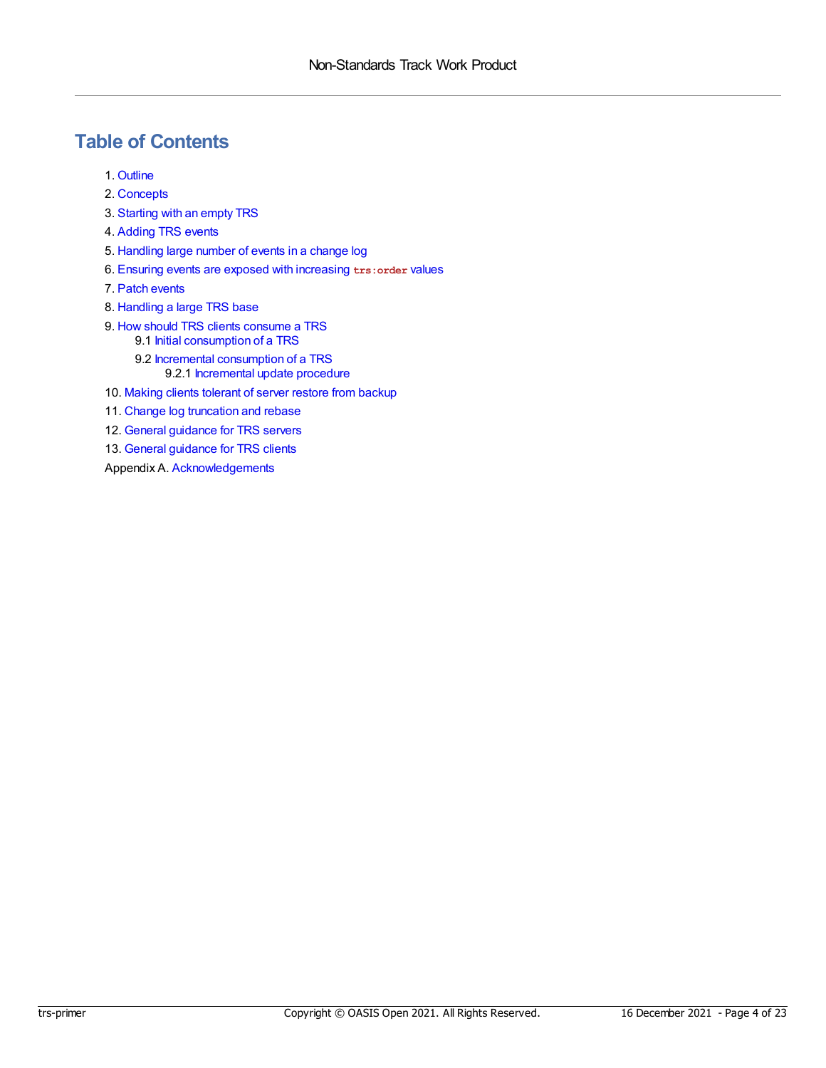# Table of Contents

1. Outline
2. Concepts
3. Starting with an empty TRS
4. Adding TRS events
5. Handling large number of events in a change log
6. Ensuring events are exposed with increasing `trs:order` values
7. Patch events
8. Handling a large TRS base
9. How should TRS clients consume a TRS
    - 9.1 Initial consumption of a TRS
    - 9.2 Incremental consumption of a TRS
        - 9.2.1 Incremental update procedure
10. Making clients tolerant of server restore from backup
11. Change log truncation and rebase
12. General guidance for TRS servers
13. General guidance for TRS clients

Appendix A. Acknowledgements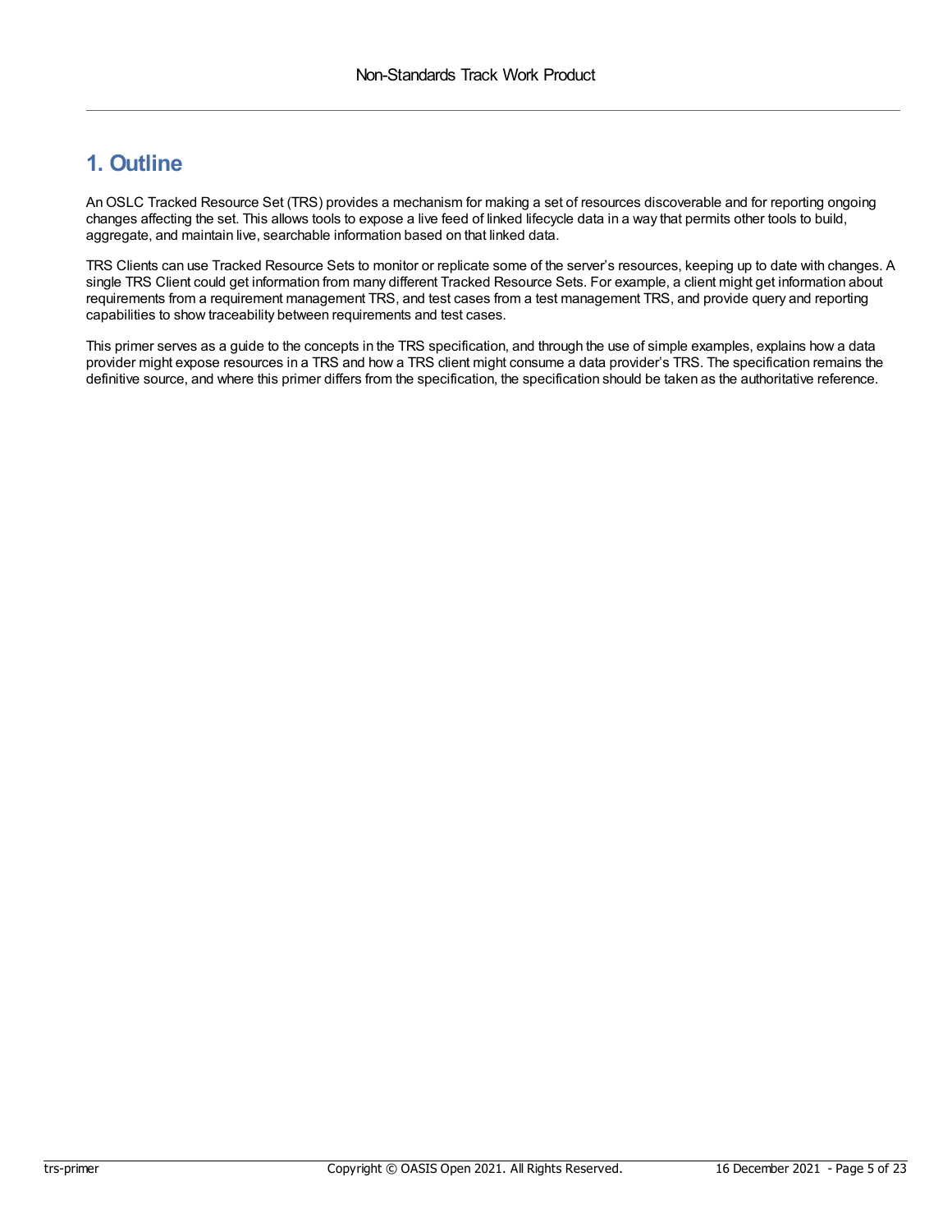# 1. Outline

An OSLC Tracked Resource Set (TRS) provides a mechanism for making a set of resources discoverable and for reporting ongoing changes affecting the set. This allows tools to expose a live feed of linked lifecycle data in a way that permits other tools to build, aggregate, and maintain live, searchable information based on that linked data.

TRS Clients can use Tracked Resource Sets to monitor or replicate some of the server's resources, keeping up to date with changes. A single TRS Client could get information from many different Tracked Resource Sets. For example, a client might get information about requirements from a requirement management TRS, and test cases from a test management TRS, and provide query and reporting capabilities to show traceability between requirements and test cases.

This primer serves as a guide to the concepts in the TRS specification, and through the use of simple examples, explains how a data provider might expose resources in a TRS and how a TRS client might consume a data provider's TRS. The specification remains the definitive source, and where this primer differs from the specification, the specification should be taken as the authoritative reference.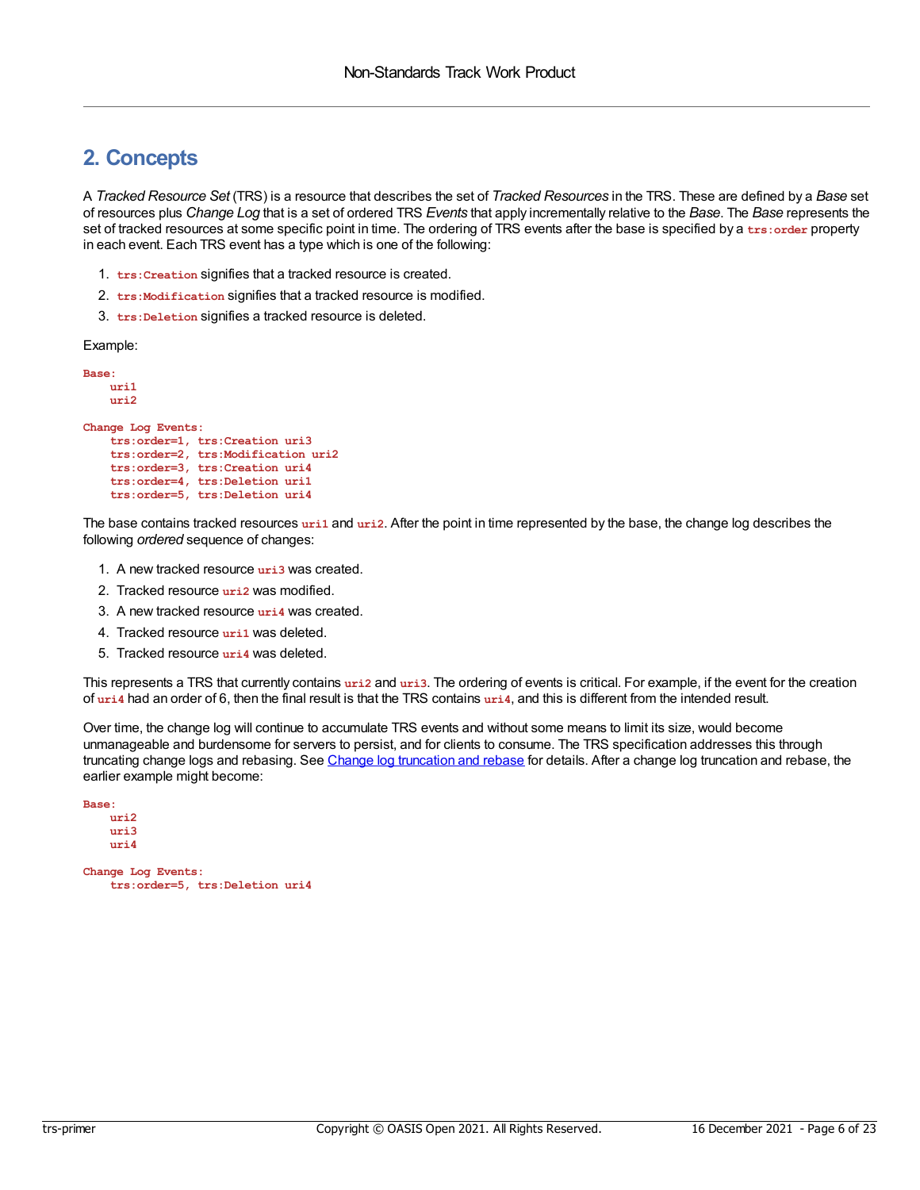## 2. Concepts

A *Tracked Resource Set* (TRS) is a resource that describes the set of *Tracked Resources* in the TRS. These are defined by a *Base* set of resources plus *Change Log* that is a set of ordered TRS *Events* that apply incrementally relative to the *Base*. The *Base* represents the set of tracked resources at some specific point in time. The ordering of TRS events after the base is specified by a `trs:order` property in each event. Each TRS event has a type which is one of the following:

1. `trs:Creation` signifies that a tracked resource is created.
2. `trs:Modification` signifies that a tracked resource is modified.
3. `trs:Deletion` signifies a tracked resource is deleted.

Example:

```
Base:
    uri1
    uri2

Change Log Events:
    trs:order=1, trs:Creation uri3
    trs:order=2, trs:Modification uri2
    trs:order=3, trs:Creation uri4
    trs:order=4, trs:Deletion uri1
    trs:order=5, trs:Deletion uri4
```

The base contains tracked resources `uri1` and `uri2`. After the point in time represented by the base, the change log describes the following *ordered* sequence of changes:

1. A new tracked resource `uri3` was created.
2. Tracked resource `uri2` was modified.
3. A new tracked resource `uri4` was created.
4. Tracked resource `uri1` was deleted.
5. Tracked resource `uri4` was deleted.

This represents a TRS that currently contains `uri2` and `uri3`. The ordering of events is critical. For example, if the event for the creation of `uri4` had an order of 6, then the final result is that the TRS contains `uri4`, and this is different from the intended result.

Over time, the change log will continue to accumulate TRS events and without some means to limit its size, would become unmanageable and burdensome for servers to persist, and for clients to consume. The TRS specification addresses this through truncating change logs and rebasing. See [Change log truncation and rebase] for details. After a change log truncation and rebase, the earlier example might become:

```
Base:
    uri2
    uri3
    uri4

Change Log Events:
    trs:order=5, trs:Deletion uri4
```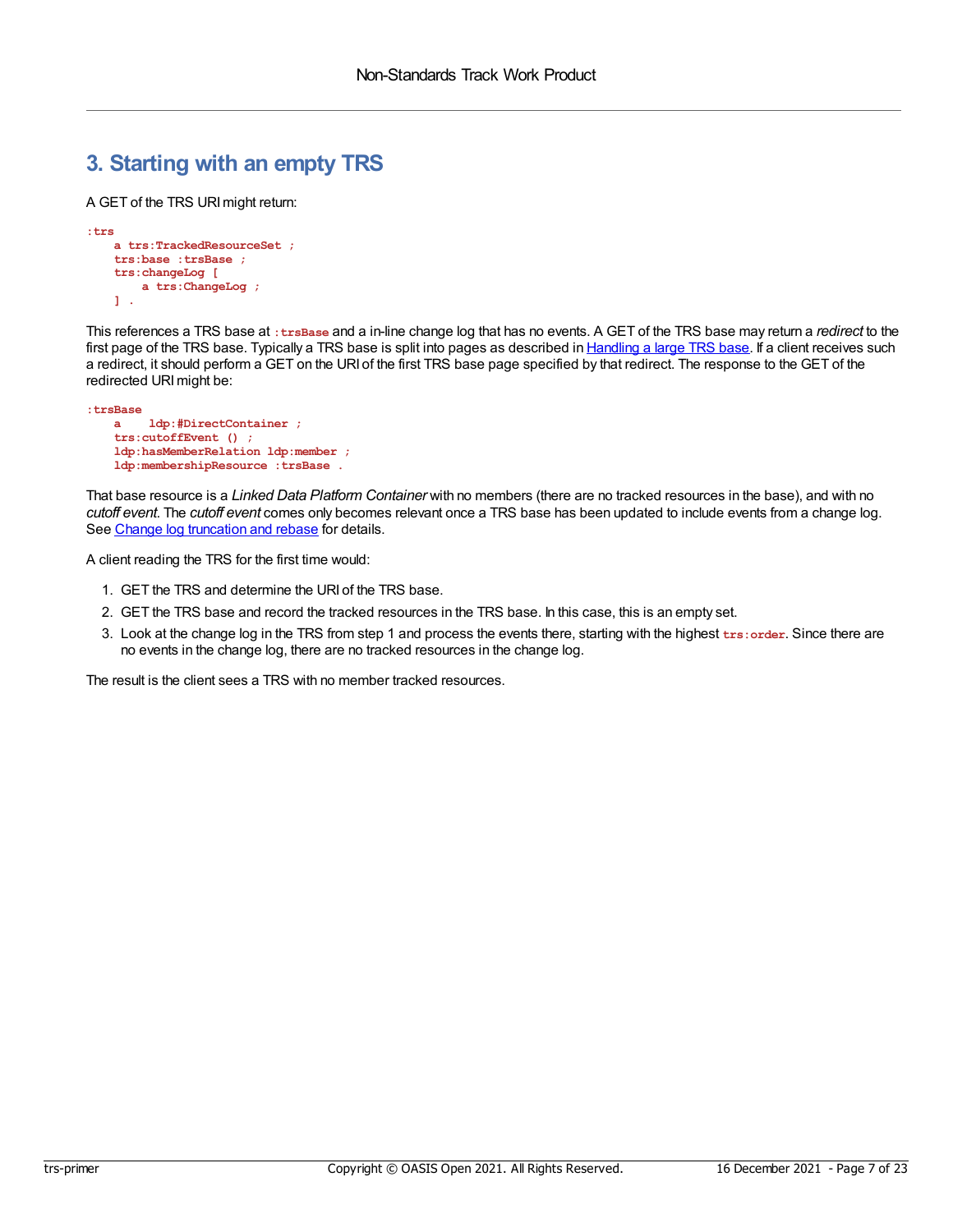# 3. Starting with an empty TRS

A GET of the TRS URI might return:

```
:trs
    a trs:TrackedResourceSet ;
    trs:base :trsBase ;
    trs:changeLog [
        a trs:ChangeLog ;
    ] .
```

This references a TRS base at `:trsBase` and a in-line change log that has no events. A GET of the TRS base may return a *redirect* to the first page of the TRS base. Typically a TRS base is split into pages as described in [Handling a large TRS base](). If a client receives such a redirect, it should perform a GET on the URI of the first TRS base page specified by that redirect. The response to the GET of the redirected URI might be:

```
:trsBase
    a    ldp:#DirectContainer ;
    trs:cutoffEvent () ;
    ldp:hasMemberRelation ldp:member ;
    ldp:membershipResource :trsBase .
```

That base resource is a *Linked Data Platform Container* with no members (there are no tracked resources in the base), and with no *cutoff event*. The *cutoff event* comes only becomes relevant once a TRS base has been updated to include events from a change log. See [Change log truncation and rebase]() for details.

A client reading the TRS for the first time would:

1. GET the TRS and determine the URI of the TRS base.
2. GET the TRS base and record the tracked resources in the TRS base. In this case, this is an empty set.
3. Look at the change log in the TRS from step 1 and process the events there, starting with the highest `trs:order`. Since there are no events in the change log, there are no tracked resources in the change log.

The result is the client sees a TRS with no member tracked resources.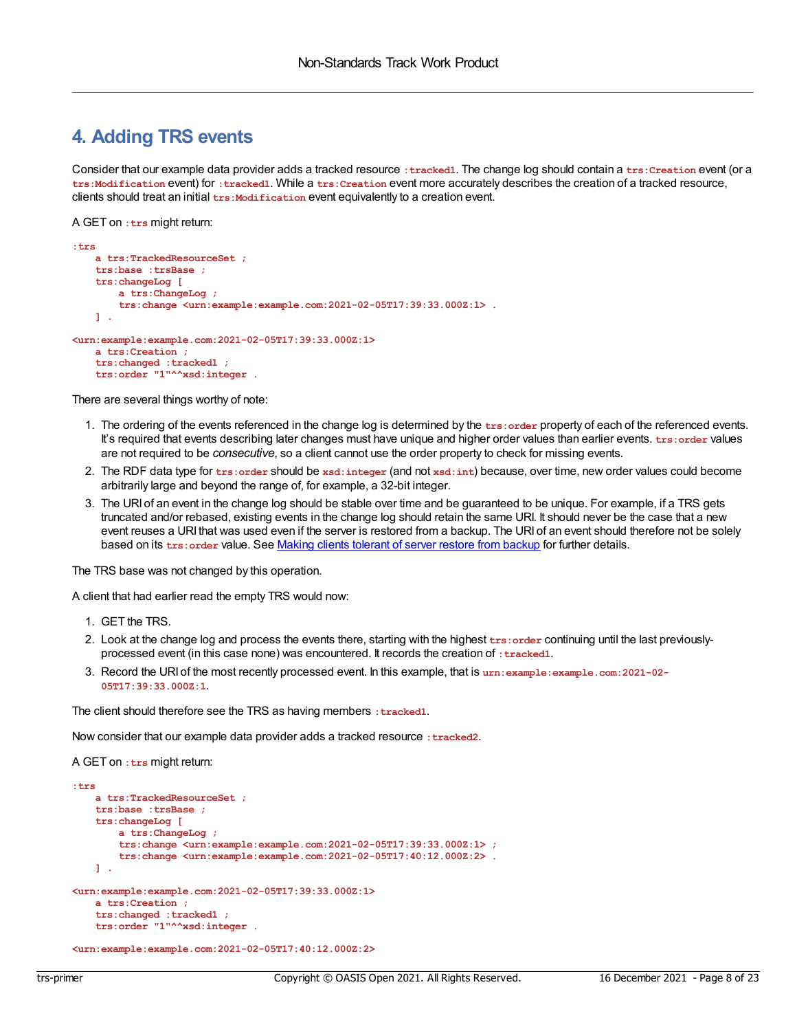# 4. Adding TRS events

Consider that our example data provider adds a tracked resource `:tracked1`. The change log should contain a `trs:Creation` event (or a `trs:Modification` event) for `:tracked1`. While a `trs:Creation` event more accurately describes the creation of a tracked resource, clients should treat an initial `trs:Modification` event equivalently to a creation event.

A GET on `:trs` might return:

```
:trs
    a trs:TrackedResourceSet ;
    trs:base :trsBase ;
    trs:changeLog [
        a trs:ChangeLog ;
        trs:change <urn:example:example.com:2021-02-05T17:39:33.000Z:1> .
    ] .

<urn:example:example.com:2021-02-05T17:39:33.000Z:1>
    a trs:Creation ;
    trs:changed :tracked1 ;
    trs:order "1"^^xsd:integer .
```

There are several things worthy of note:

1. The ordering of the events referenced in the change log is determined by the `trs:order` property of each of the referenced events. It's required that events describing later changes must have unique and higher order values than earlier events. `trs:order` values are not required to be *consecutive*, so a client cannot use the order property to check for missing events.
2. The RDF data type for `trs:order` should be `xsd:integer` (and not `xsd:int`) because, over time, new order values could become arbitrarily large and beyond the range of, for example, a 32-bit integer.
3. The URI of an event in the change log should be stable over time and be guaranteed to be unique. For example, if a TRS gets truncated and/or rebased, existing events in the change log should retain the same URI. It should never be the case that a new event reuses a URI that was used even if the server is restored from a backup. The URI of an event should therefore not be solely based on its `trs:order` value. See [Making clients tolerant of server restore from backup]() for further details.

The TRS base was not changed by this operation.

A client that had earlier read the empty TRS would now:

1. GET the TRS.
2. Look at the change log and process the events there, starting with the highest `trs:order` continuing until the last previously-processed event (in this case none) was encountered. It records the creation of `:tracked1`.
3. Record the URI of the most recently processed event. In this example, that is `urn:example:example.com:2021-02-05T17:39:33.000Z:1`.

The client should therefore see the TRS as having members `:tracked1`.

Now consider that our example data provider adds a tracked resource `:tracked2`.

A GET on `:trs` might return:

```
:trs
    a trs:TrackedResourceSet ;
    trs:base :trsBase ;
    trs:changeLog [
        a trs:ChangeLog ;
        trs:change <urn:example:example.com:2021-02-05T17:39:33.000Z:1> ;
        trs:change <urn:example:example.com:2021-02-05T17:40:12.000Z:2> .
    ] .

<urn:example:example.com:2021-02-05T17:39:33.000Z:1>
    a trs:Creation ;
    trs:changed :tracked1 ;
    trs:order "1"^^xsd:integer .

<urn:example:example.com:2021-02-05T17:40:12.000Z:2>
```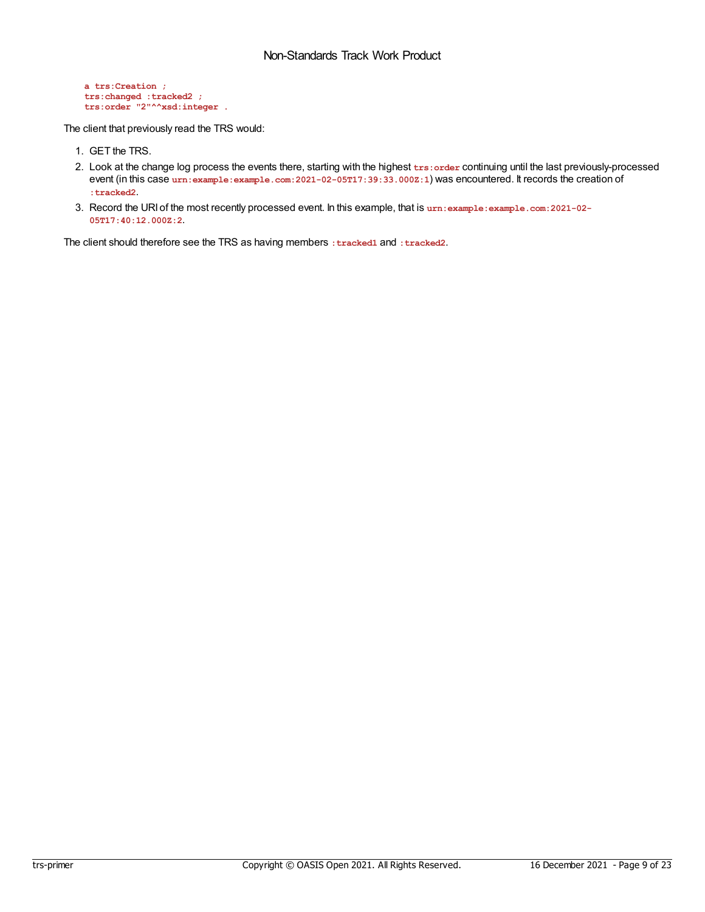```
    a trs:Creation ;
    trs:changed :tracked2 ;
    trs:order "2"^^xsd:integer .
```

The client that previously read the TRS would:

1. GET the TRS.
2. Look at the change log process the events there, starting with the highest `trs:order` continuing until the last previously-processed event (in this case `urn:example:example.com:2021-02-05T17:39:33.000Z:1`) was encountered. It records the creation of `:tracked2`.
3. Record the URI of the most recently processed event. In this example, that is `urn:example:example.com:2021-02-05T17:40:12.000Z:2`.

The client should therefore see the TRS as having members `:tracked1` and `:tracked2`.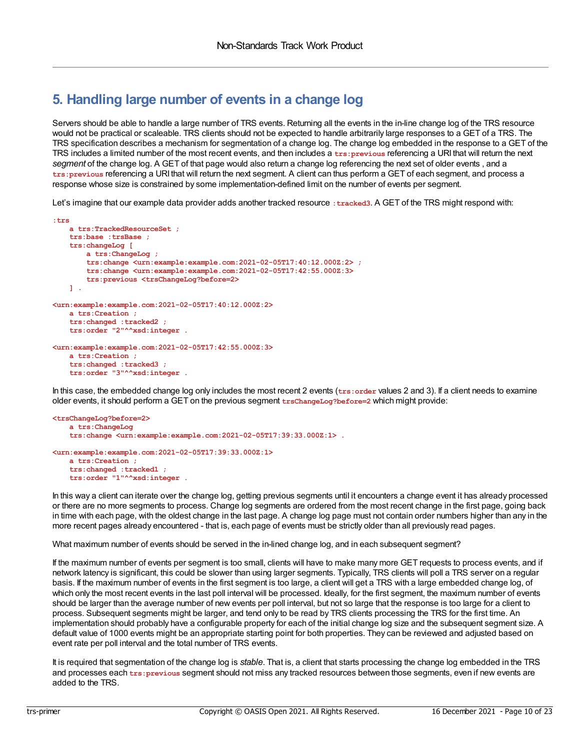# 5. Handling large number of events in a change log

Servers should be able to handle a large number of TRS events. Returning all the events in the in-line change log of the TRS resource would not be practical or scaleable. TRS clients should not be expected to handle arbitrarily large responses to a GET of a TRS. The TRS specification describes a mechanism for segmentation of a change log. The change log embedded in the response to a GET of the TRS includes a limited number of the most recent events, and then includes a `trs:previous` referencing a URI that will return the next *segment* of the change log. A GET of that page would also return a change log referencing the next set of older events , and a `trs:previous` referencing a URI that will return the next segment. A client can thus perform a GET of each segment, and process a response whose size is constrained by some implementation-defined limit on the number of events per segment.

Let's imagine that our example data provider adds another tracked resource `:tracked3`. A GET of the TRS might respond with:

```
:trs
    a trs:TrackedResourceSet ;
    trs:base :trsBase ;
    trs:changeLog [
        a trs:ChangeLog ;
        trs:change <urn:example:example.com:2021-02-05T17:40:12.000Z:2> ;
        trs:change <urn:example:example.com:2021-02-05T17:42:55.000Z:3>
        trs:previous <trsChangeLog?before=2>
    ] .

<urn:example:example.com:2021-02-05T17:40:12.000Z:2>
    a trs:Creation ;
    trs:changed :tracked2 ;
    trs:order "2"^^xsd:integer .

<urn:example:example.com:2021-02-05T17:42:55.000Z:3>
    a trs:Creation ;
    trs:changed :tracked3 ;
    trs:order "3"^^xsd:integer .
```

In this case, the embedded change log only includes the most recent 2 events (`trs:order` values 2 and 3). If a client needs to examine older events, it should perform a GET on the previous segment `trsChangeLog?before=2` which might provide:

```
<trsChangeLog?before=2>
    a trs:ChangeLog
    trs:change <urn:example:example.com:2021-02-05T17:39:33.000Z:1> .

<urn:example:example.com:2021-02-05T17:39:33.000Z:1>
    a trs:Creation ;
    trs:changed :tracked1 ;
    trs:order "1"^^xsd:integer .
```

In this way a client can iterate over the change log, getting previous segments until it encounters a change event it has already processed or there are no more segments to process. Change log segments are ordered from the most recent change in the first page, going back in time with each page, with the oldest change in the last page. A change log page must not contain order numbers higher than any in the more recent pages already encountered - that is, each page of events must be strictly older than all previously read pages.

What maximum number of events should be served in the in-lined change log, and in each subsequent segment?

If the maximum number of events per segment is too small, clients will have to make many more GET requests to process events, and if network latency is significant, this could be slower than using larger segments. Typically, TRS clients will poll a TRS server on a regular basis. If the maximum number of events in the first segment is too large, a client will get a TRS with a large embedded change log, of which only the most recent events in the last poll interval will be processed. Ideally, for the first segment, the maximum number of events should be larger than the average number of new events per poll interval, but not so large that the response is too large for a client to process. Subsequent segments might be larger, and tend only to be read by TRS clients processing the TRS for the first time. An implementation should probably have a configurable property for each of the initial change log size and the subsequent segment size. A default value of 1000 events might be an appropriate starting point for both properties. They can be reviewed and adjusted based on event rate per poll interval and the total number of TRS events.

It is required that segmentation of the change log is *stable*. That is, a client that starts processing the change log embedded in the TRS and processes each `trs:previous` segment should not miss any tracked resources between those segments, even if new events are added to the TRS.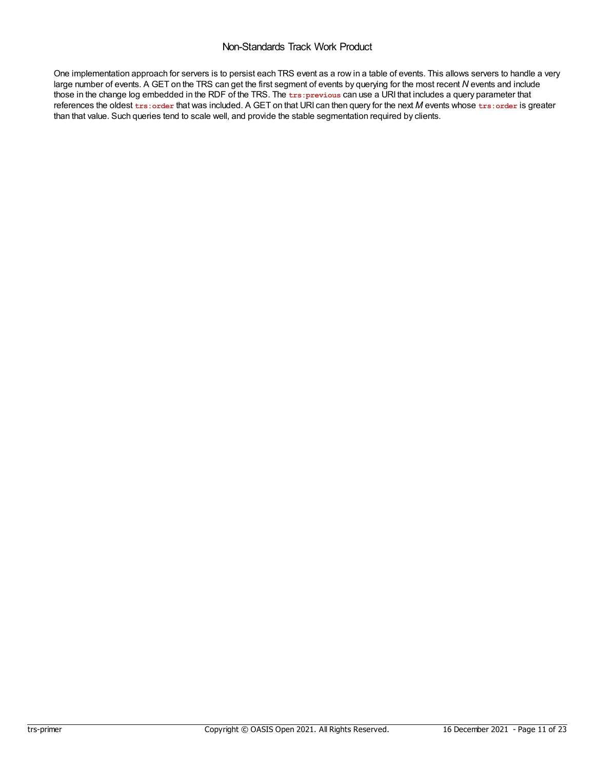One implementation approach for servers is to persist each TRS event as a row in a table of events. This allows servers to handle a very large number of events. A GET on the TRS can get the first segment of events by querying for the most recent *N* events and include those in the change log embedded in the RDF of the TRS. The `trs:previous` can use a URI that includes a query parameter that references the oldest `trs:order` that was included. A GET on that URI can then query for the next *M* events whose `trs:order` is greater than that value. Such queries tend to scale well, and provide the stable segmentation required by clients.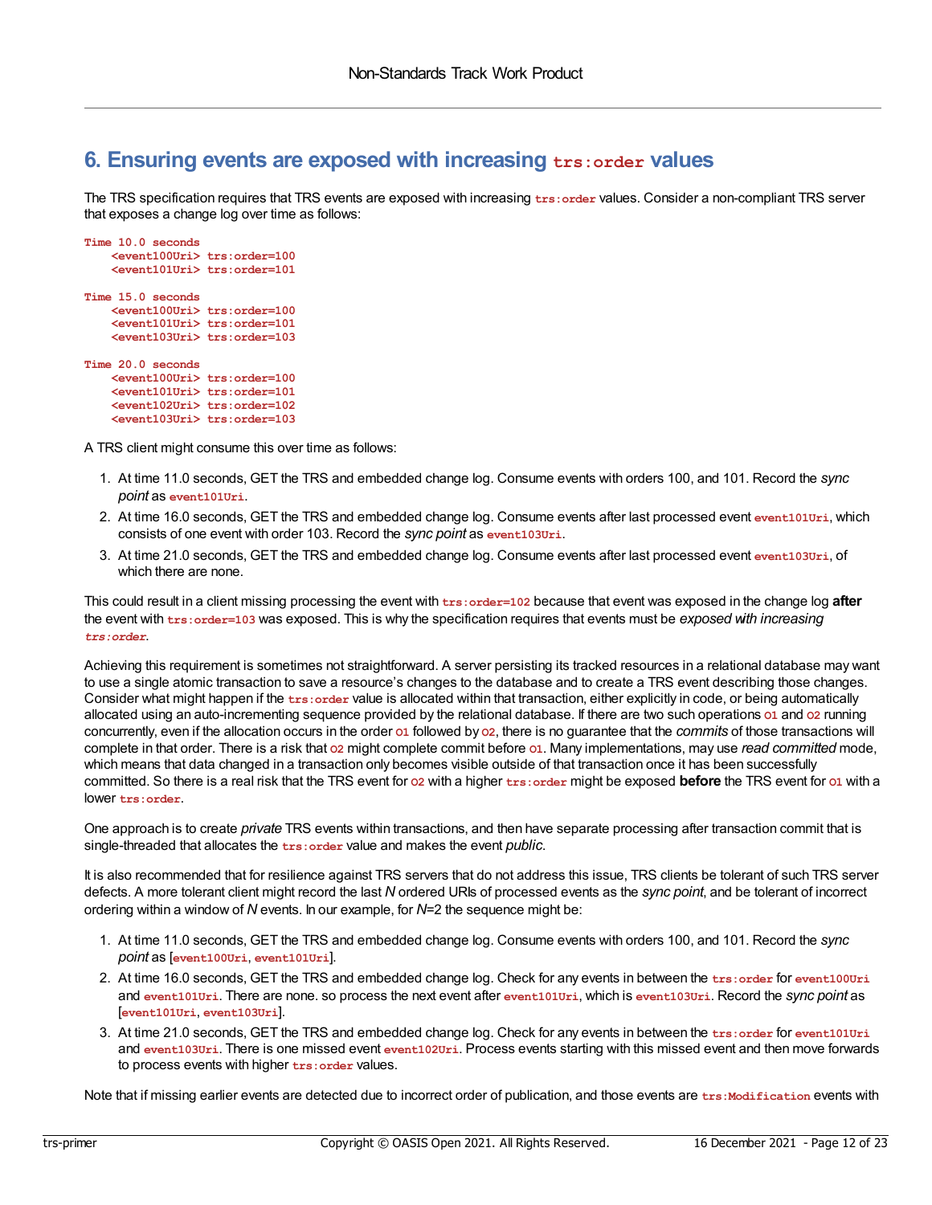## 6. Ensuring events are exposed with increasing `trs:order` values

The TRS specification requires that TRS events are exposed with increasing `trs:order` values. Consider a non-compliant TRS server that exposes a change log over time as follows:

```
Time 10.0 seconds
    <event100Uri> trs:order=100
    <event101Uri> trs:order=101

Time 15.0 seconds
    <event100Uri> trs:order=100
    <event101Uri> trs:order=101
    <event103Uri> trs:order=103

Time 20.0 seconds
    <event100Uri> trs:order=100
    <event101Uri> trs:order=101
    <event102Uri> trs:order=102
    <event103Uri> trs:order=103
```

A TRS client might consume this over time as follows:

1. At time 11.0 seconds, GET the TRS and embedded change log. Consume events with orders 100, and 101. Record the *sync point* as `event101Uri`.
2. At time 16.0 seconds, GET the TRS and embedded change log. Consume events after last processed event `event101Uri`, which consists of one event with order 103. Record the *sync point* as `event103Uri`.
3. At time 21.0 seconds, GET the TRS and embedded change log. Consume events after last processed event `event103Uri`, of which there are none.

This could result in a client missing processing the event with `trs:order=102` because that event was exposed in the change log **after** the event with `trs:order=103` was exposed. This is why the specification requires that events must be *exposed with increasing `trs:order`*.

Achieving this requirement is sometimes not straightforward. A server persisting its tracked resources in a relational database may want to use a single atomic transaction to save a resource's changes to the database and to create a TRS event describing those changes. Consider what might happen if the `trs:order` value is allocated within that transaction, either explicitly in code, or being automatically allocated using an auto-incrementing sequence provided by the relational database. If there are two such operations `O1` and `O2` running concurrently, even if the allocation occurs in the order `O1` followed by `O2`, there is no guarantee that the *commits* of those transactions will complete in that order. There is a risk that `O2` might complete commit before `O1`. Many implementations, may use *read committed* mode, which means that data changed in a transaction only becomes visible outside of that transaction once it has been successfully committed. So there is a real risk that the TRS event for `O2` with a higher `trs:order` might be exposed **before** the TRS event for `O1` with a lower `trs:order`.

One approach is to create *private* TRS events within transactions, and then have separate processing after transaction commit that is single-threaded that allocates the `trs:order` value and makes the event *public*.

It is also recommended that for resilience against TRS servers that do not address this issue, TRS clients be tolerant of such TRS server defects. A more tolerant client might record the last *N* ordered URIs of processed events as the *sync point*, and be tolerant of incorrect ordering within a window of *N* events. In our example, for *N*=2 the sequence might be:

1. At time 11.0 seconds, GET the TRS and embedded change log. Consume events with orders 100, and 101. Record the *sync point* as [`event100Uri`, `event101Uri`].
2. At time 16.0 seconds, GET the TRS and embedded change log. Check for any events in between the `trs:order` for `event100Uri` and `event101Uri`. There are none. so process the next event after `event101Uri`, which is `event103Uri`. Record the *sync point* as [`event101Uri`, `event103Uri`].
3. At time 21.0 seconds, GET the TRS and embedded change log. Check for any events in between the `trs:order` for `event101Uri` and `event103Uri`. There is one missed event `event102Uri`. Process events starting with this missed event and then move forwards to process events with higher `trs:order` values.

Note that if missing earlier events are detected due to incorrect order of publication, and those events are `trs:Modification` events with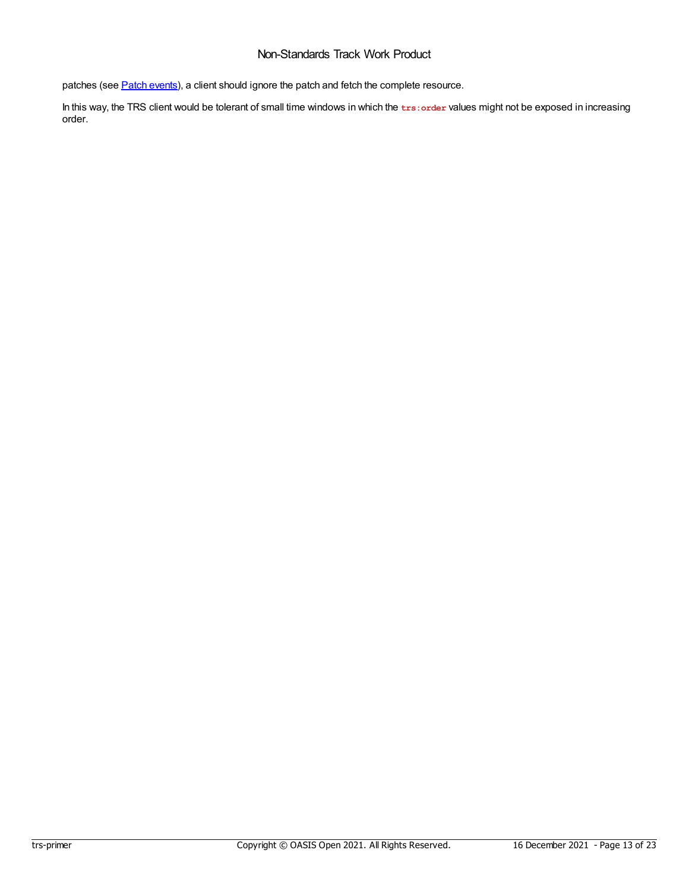patches (see Patch events), a client should ignore the patch and fetch the complete resource.

In this way, the TRS client would be tolerant of small time windows in which the `trs:order` values might not be exposed in increasing order.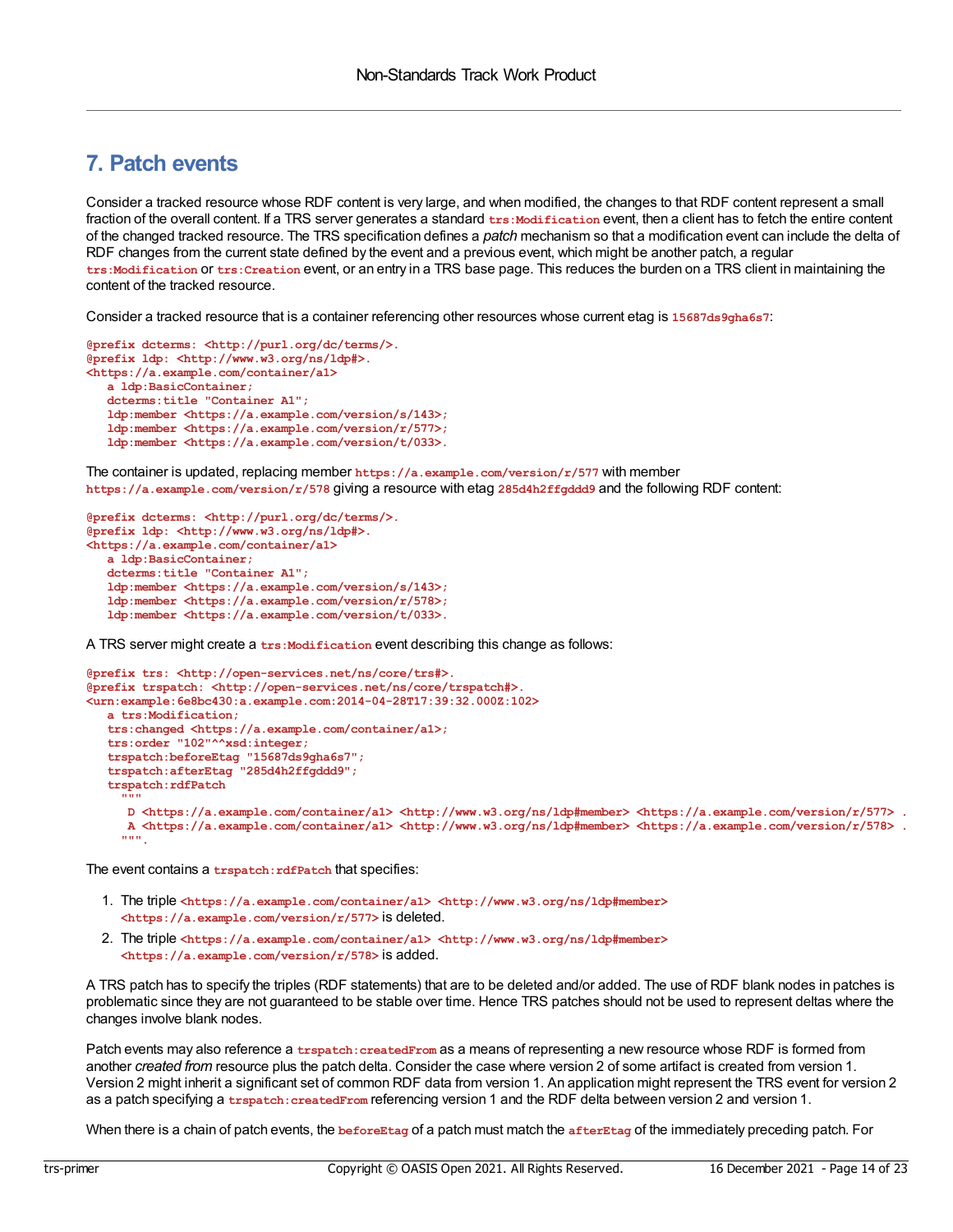# 7. Patch events

Consider a tracked resource whose RDF content is very large, and when modified, the changes to that RDF content represent a small fraction of the overall content. If a TRS server generates a standard `trs:Modification` event, then a client has to fetch the entire content of the changed tracked resource. The TRS specification defines a *patch* mechanism so that a modification event can include the delta of RDF changes from the current state defined by the event and a previous event, which might be another patch, a regular `trs:Modification` or `trs:Creation` event, or an entry in a TRS base page. This reduces the burden on a TRS client in maintaining the content of the tracked resource.

Consider a tracked resource that is a container referencing other resources whose current etag is `15687ds9gha6s7`:

```
@prefix dcterms: <http://purl.org/dc/terms/>.
@prefix ldp: <http://www.w3.org/ns/ldp#>.
<https://a.example.com/container/a1>
   a ldp:BasicContainer;
   dcterms:title "Container A1";
   ldp:member <https://a.example.com/version/s/143>;
   ldp:member <https://a.example.com/version/r/577>;
   ldp:member <https://a.example.com/version/t/033>.
```

The container is updated, replacing member `https://a.example.com/version/r/577` with member `https://a.example.com/version/r/578` giving a resource with etag `285d4h2ffgddd9` and the following RDF content:

```
@prefix dcterms: <http://purl.org/dc/terms/>.
@prefix ldp: <http://www.w3.org/ns/ldp#>.
<https://a.example.com/container/a1>
   a ldp:BasicContainer;
   dcterms:title "Container A1";
   ldp:member <https://a.example.com/version/s/143>;
   ldp:member <https://a.example.com/version/r/578>;
   ldp:member <https://a.example.com/version/t/033>.
```

A TRS server might create a `trs:Modification` event describing this change as follows:

```
@prefix trs: <http://open-services.net/ns/core/trs#>.
@prefix trspatch: <http://open-services.net/ns/core/trspatch#>.
<urn:example:6e8bc430:a.example.com:2014-04-28T17:39:32.000Z:102>
   a trs:Modification;
   trs:changed <https://a.example.com/container/a1>;
   trs:order "102"^^xsd:integer;
   trspatch:beforeEtag "15687ds9gha6s7";
   trspatch:afterEtag "285d4h2ffgddd9";
   trspatch:rdfPatch
     """
      D <https://a.example.com/container/a1> <http://www.w3.org/ns/ldp#member> <https://a.example.com/version/r/577> .
      A <https://a.example.com/container/a1> <http://www.w3.org/ns/ldp#member> <https://a.example.com/version/r/578> .
     """.
```

The event contains a `trspatch:rdfPatch` that specifies:

1. The triple `<https://a.example.com/container/a1> <http://www.w3.org/ns/ldp#member> <https://a.example.com/version/r/577>` is deleted.
2. The triple `<https://a.example.com/container/a1> <http://www.w3.org/ns/ldp#member> <https://a.example.com/version/r/578>` is added.

A TRS patch has to specify the triples (RDF statements) that are to be deleted and/or added. The use of RDF blank nodes in patches is problematic since they are not guaranteed to be stable over time. Hence TRS patches should not be used to represent deltas where the changes involve blank nodes.

Patch events may also reference a `trspatch:createdFrom` as a means of representing a new resource whose RDF is formed from another *created from* resource plus the patch delta. Consider the case where version 2 of some artifact is created from version 1. Version 2 might inherit a significant set of common RDF data from version 1. An application might represent the TRS event for version 2 as a patch specifying a `trspatch:createdFrom` referencing version 1 and the RDF delta between version 2 and version 1.

When there is a chain of patch events, the `beforeEtag` of a patch must match the `afterEtag` of the immediately preceding patch. For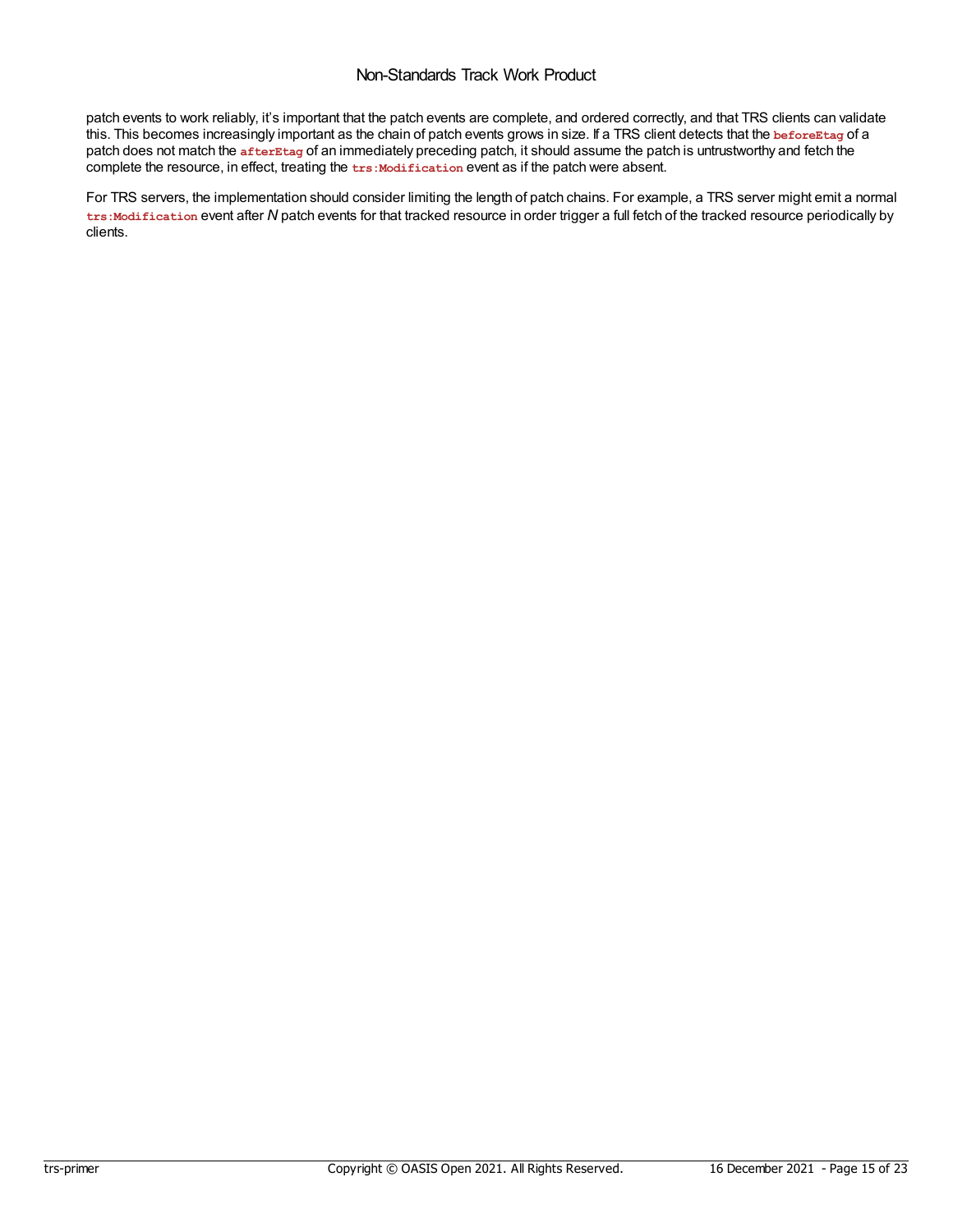patch events to work reliably, it's important that the patch events are complete, and ordered correctly, and that TRS clients can validate this. This becomes increasingly important as the chain of patch events grows in size. If a TRS client detects that the `beforeEtag` of a patch does not match the `afterEtag` of an immediately preceding patch, it should assume the patch is untrustworthy and fetch the complete the resource, in effect, treating the `trs:Modification` event as if the patch were absent.

For TRS servers, the implementation should consider limiting the length of patch chains. For example, a TRS server might emit a normal `trs:Modification` event after *N* patch events for that tracked resource in order trigger a full fetch of the tracked resource periodically by clients.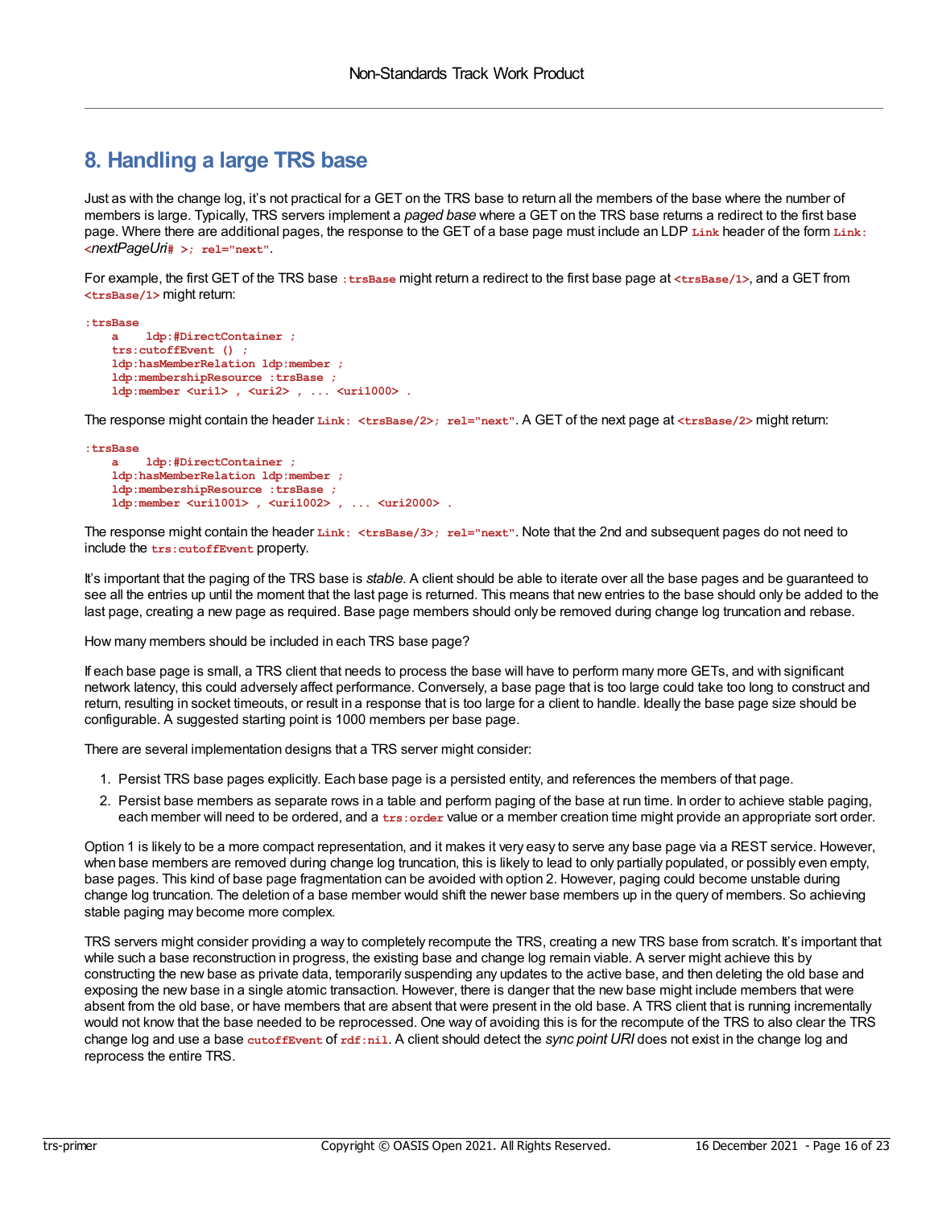# 8. Handling a large TRS base

Just as with the change log, it's not practical for a GET on the TRS base to return all the members of the base where the number of members is large. Typically, TRS servers implement a *paged base* where a GET on the TRS base returns a redirect to the first base page. Where there are additional pages, the response to the GET of a base page must include an LDP `Link` header of the form `Link: <`*nextPageUri*`# >; rel="next"`.

For example, the first GET of the TRS base `:trsBase` might return a redirect to the first base page at `<trsBase/1>`, and a GET from `<trsBase/1>` might return:

```
:trsBase
    a    ldp:#DirectContainer ;
    trs:cutoffEvent () ;
    ldp:hasMemberRelation ldp:member ;
    ldp:membershipResource :trsBase ;
    ldp:member <uri1> , <uri2> , ... <uri1000> .
```

The response might contain the header `Link: <trsBase/2>; rel="next"`. A GET of the next page at `<trsBase/2>` might return:

```
:trsBase
    a    ldp:#DirectContainer ;
    ldp:hasMemberRelation ldp:member ;
    ldp:membershipResource :trsBase ;
    ldp:member <uri1001> , <uri1002> , ... <uri2000> .
```

The response might contain the header `Link: <trsBase/3>; rel="next"`. Note that the 2nd and subsequent pages do not need to include the `trs:cutoffEvent` property.

It's important that the paging of the TRS base is *stable*. A client should be able to iterate over all the base pages and be guaranteed to see all the entries up until the moment that the last page is returned. This means that new entries to the base should only be added to the last page, creating a new page as required. Base page members should only be removed during change log truncation and rebase.

How many members should be included in each TRS base page?

If each base page is small, a TRS client that needs to process the base will have to perform many more GETs, and with significant network latency, this could adversely affect performance. Conversely, a base page that is too large could take too long to construct and return, resulting in socket timeouts, or result in a response that is too large for a client to handle. Ideally the base page size should be configurable. A suggested starting point is 1000 members per base page.

There are several implementation designs that a TRS server might consider:

1. Persist TRS base pages explicitly. Each base page is a persisted entity, and references the members of that page.
2. Persist base members as separate rows in a table and perform paging of the base at run time. In order to achieve stable paging, each member will need to be ordered, and a `trs:order` value or a member creation time might provide an appropriate sort order.

Option 1 is likely to be a more compact representation, and it makes it very easy to serve any base page via a REST service. However, when base members are removed during change log truncation, this is likely to lead to only partially populated, or possibly even empty, base pages. This kind of base page fragmentation can be avoided with option 2. However, paging could become unstable during change log truncation. The deletion of a base member would shift the newer base members up in the query of members. So achieving stable paging may become more complex.

TRS servers might consider providing a way to completely recompute the TRS, creating a new TRS base from scratch. It's important that while such a base reconstruction in progress, the existing base and change log remain viable. A server might achieve this by constructing the new base as private data, temporarily suspending any updates to the active base, and then deleting the old base and exposing the new base in a single atomic transaction. However, there is danger that the new base might include members that were absent from the old base, or have members that are absent that were present in the old base. A TRS client that is running incrementally would not know that the base needed to be reprocessed. One way of avoiding this is for the recompute of the TRS to also clear the TRS change log and use a base `cutoffEvent` of `rdf:nil`. A client should detect the *sync point URI* does not exist in the change log and reprocess the entire TRS.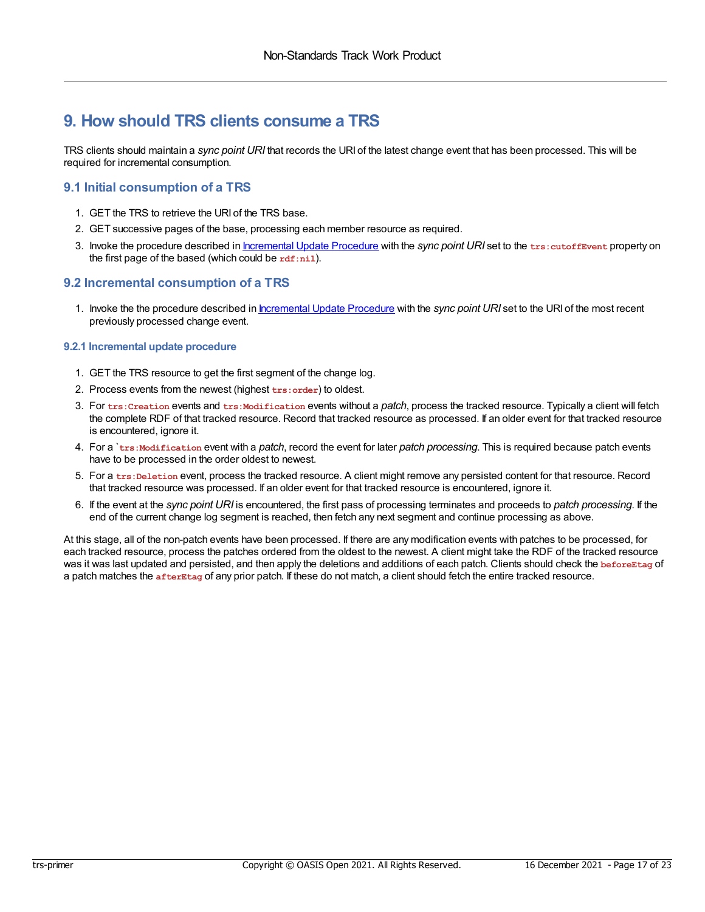# 9. How should TRS clients consume a TRS

TRS clients should maintain a *sync point URI* that records the URI of the latest change event that has been processed. This will be required for incremental consumption.

## 9.1 Initial consumption of a TRS

1. GET the TRS to retrieve the URI of the TRS base.
2. GET successive pages of the base, processing each member resource as required.
3. Invoke the procedure described in [Incremental Update Procedure](#) with the *sync point URI* set to the `trs:cutoffEvent` property on the first page of the based (which could be `rdf:nil`).

## 9.2 Incremental consumption of a TRS

1. Invoke the the procedure described in [Incremental Update Procedure](#) with the *sync point URI* set to the URI of the most recent previously processed change event.

### 9.2.1 Incremental update procedure

1. GET the TRS resource to get the first segment of the change log.
2. Process events from the newest (highest `trs:order`) to oldest.
3. For `trs:Creation` events and `trs:Modification` events without a *patch*, process the tracked resource. Typically a client will fetch the complete RDF of that tracked resource. Record that tracked resource as processed. If an older event for that tracked resource is encountered, ignore it.
4. For a `` `trs:Modification `` event with a *patch*, record the event for later *patch processing*. This is required because patch events have to be processed in the order oldest to newest.
5. For a `trs:Deletion` event, process the tracked resource. A client might remove any persisted content for that resource. Record that tracked resource was processed. If an older event for that tracked resource is encountered, ignore it.
6. If the event at the *sync point URI* is encountered, the first pass of processing terminates and proceeds to *patch processing*. If the end of the current change log segment is reached, then fetch any next segment and continue processing as above.

At this stage, all of the non-patch events have been processed. If there are any modification events with patches to be processed, for each tracked resource, process the patches ordered from the oldest to the newest. A client might take the RDF of the tracked resource was it was last updated and persisted, and then apply the deletions and additions of each patch. Clients should check the `beforeEtag` of a patch matches the `afterEtag` of any prior patch. If these do not match, a client should fetch the entire tracked resource.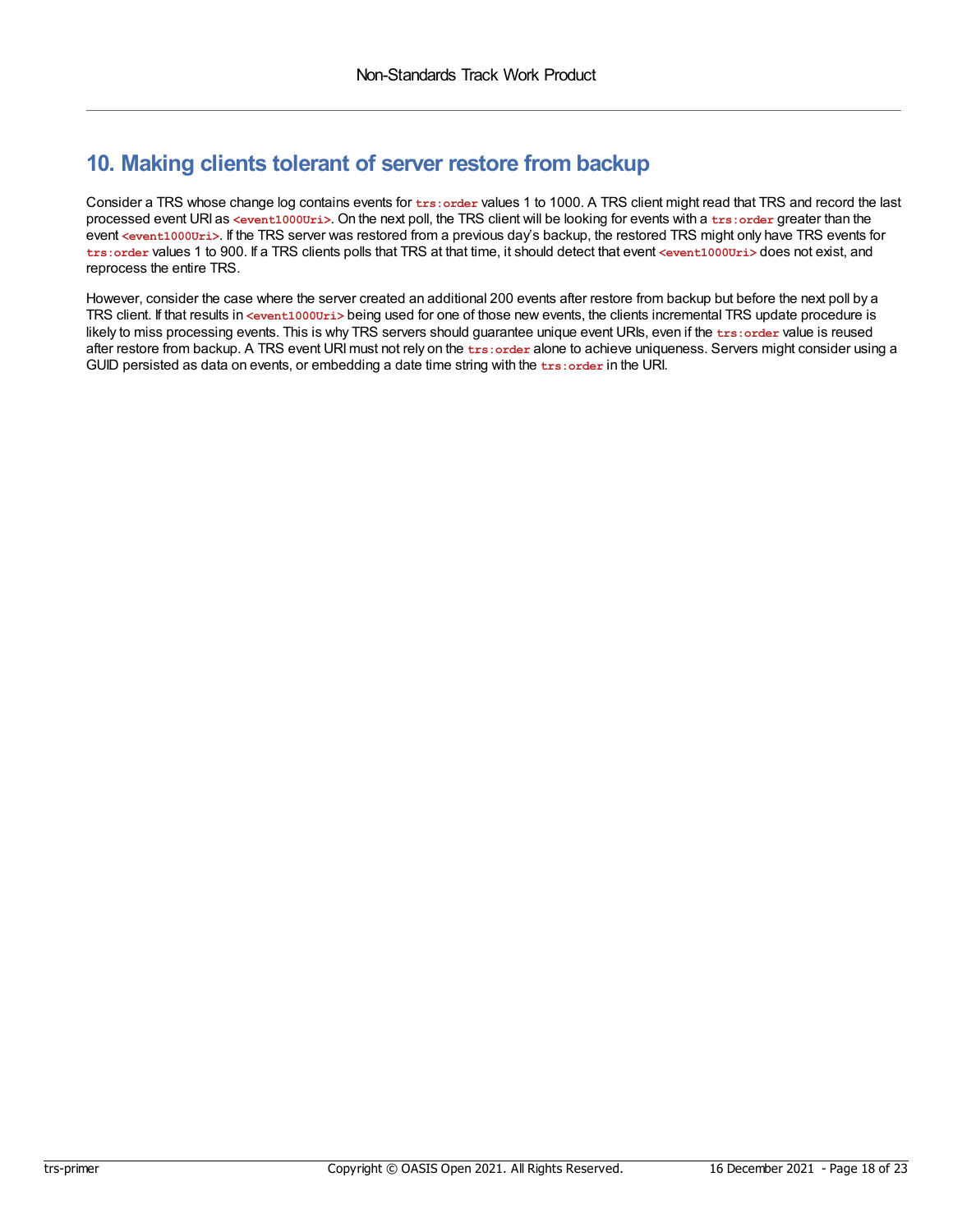## 10. Making clients tolerant of server restore from backup

Consider a TRS whose change log contains events for `trs:order` values 1 to 1000. A TRS client might read that TRS and record the last processed event URI as `<event1000Uri>`. On the next poll, the TRS client will be looking for events with a `trs:order` greater than the event `<event1000Uri>`. If the TRS server was restored from a previous day's backup, the restored TRS might only have TRS events for `trs:order` values 1 to 900. If a TRS clients polls that TRS at that time, it should detect that event `<event1000Uri>` does not exist, and reprocess the entire TRS.

However, consider the case where the server created an additional 200 events after restore from backup but before the next poll by a TRS client. If that results in `<event1000Uri>` being used for one of those new events, the clients incremental TRS update procedure is likely to miss processing events. This is why TRS servers should guarantee unique event URIs, even if the `trs:order` value is reused after restore from backup. A TRS event URI must not rely on the `trs:order` alone to achieve uniqueness. Servers might consider using a GUID persisted as data on events, or embedding a date time string with the `trs:order` in the URI.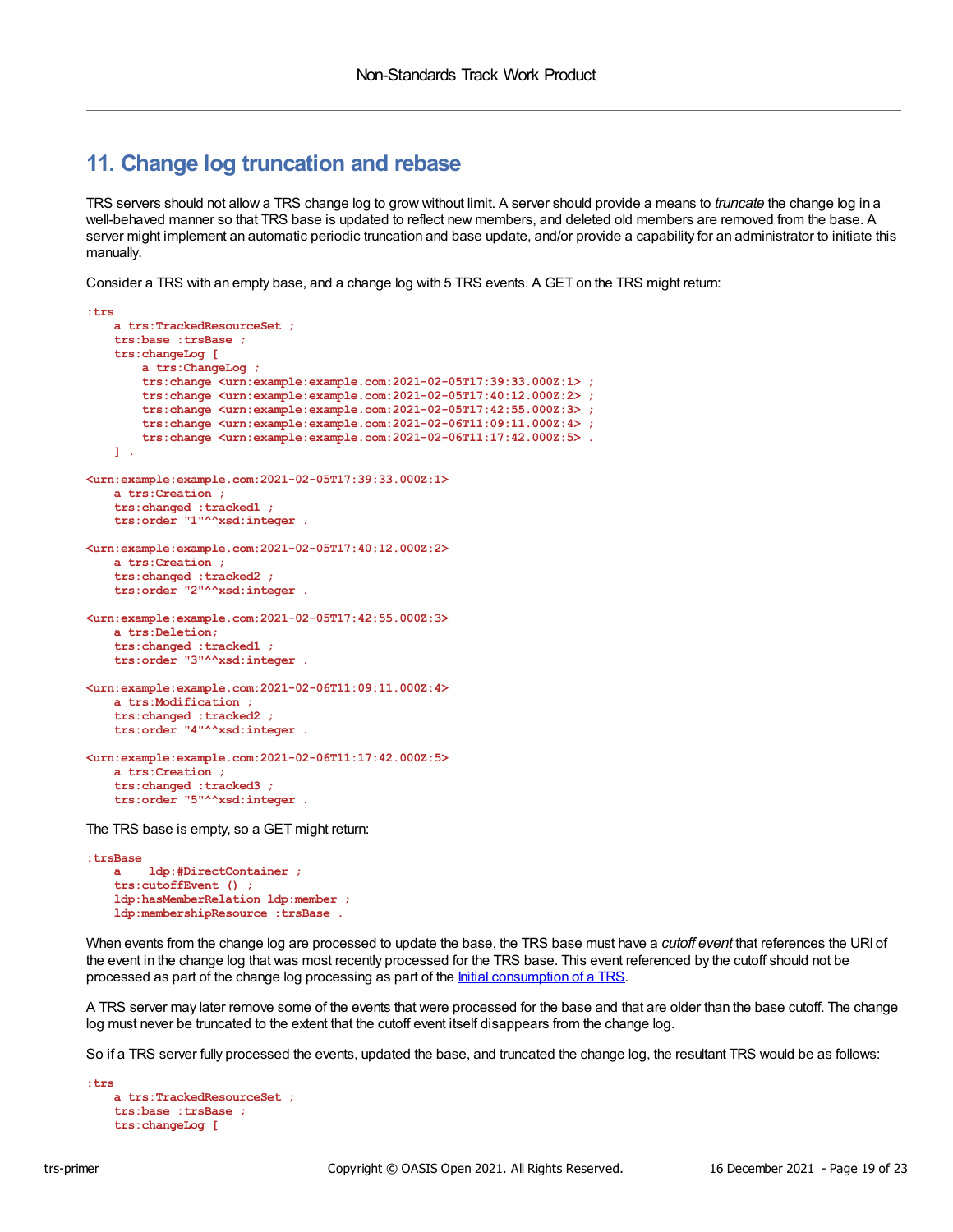# 11. Change log truncation and rebase

TRS servers should not allow a TRS change log to grow without limit. A server should provide a means to *truncate* the change log in a well-behaved manner so that TRS base is updated to reflect new members, and deleted old members are removed from the base. A server might implement an automatic periodic truncation and base update, and/or provide a capability for an administrator to initiate this manually.

Consider a TRS with an empty base, and a change log with 5 TRS events. A GET on the TRS might return:

```
:trs
    a trs:TrackedResourceSet ;
    trs:base :trsBase ;
    trs:changeLog [
        a trs:ChangeLog ;
        trs:change <urn:example:example.com:2021-02-05T17:39:33.000Z:1> ;
        trs:change <urn:example:example.com:2021-02-05T17:40:12.000Z:2> ;
        trs:change <urn:example:example.com:2021-02-05T17:42:55.000Z:3> ;
        trs:change <urn:example:example.com:2021-02-06T11:09:11.000Z:4> ;
        trs:change <urn:example:example.com:2021-02-06T11:17:42.000Z:5> .
    ] .

<urn:example:example.com:2021-02-05T17:39:33.000Z:1>
    a trs:Creation ;
    trs:changed :tracked1 ;
    trs:order "1"^^xsd:integer .

<urn:example:example.com:2021-02-05T17:40:12.000Z:2>
    a trs:Creation ;
    trs:changed :tracked2 ;
    trs:order "2"^^xsd:integer .

<urn:example:example.com:2021-02-05T17:42:55.000Z:3>
    a trs:Deletion;
    trs:changed :tracked1 ;
    trs:order "3"^^xsd:integer .

<urn:example:example.com:2021-02-06T11:09:11.000Z:4>
    a trs:Modification ;
    trs:changed :tracked2 ;
    trs:order "4"^^xsd:integer .

<urn:example:example.com:2021-02-06T11:17:42.000Z:5>
    a trs:Creation ;
    trs:changed :tracked3 ;
    trs:order "5"^^xsd:integer .
```

The TRS base is empty, so a GET might return:

```
:trsBase
    a    ldp:#DirectContainer ;
    trs:cutoffEvent () ;
    ldp:hasMemberRelation ldp:member ;
    ldp:membershipResource :trsBase .
```

When events from the change log are processed to update the base, the TRS base must have a *cutoff event* that references the URI of the event in the change log that was most recently processed for the TRS base. This event referenced by the cutoff should not be processed as part of the change log processing as part of the Initial consumption of a TRS.

A TRS server may later remove some of the events that were processed for the base and that are older than the base cutoff. The change log must never be truncated to the extent that the cutoff event itself disappears from the change log.

So if a TRS server fully processed the events, updated the base, and truncated the change log, the resultant TRS would be as follows:

```
:trs
    a trs:TrackedResourceSet ;
    trs:base :trsBase ;
    trs:changeLog [
```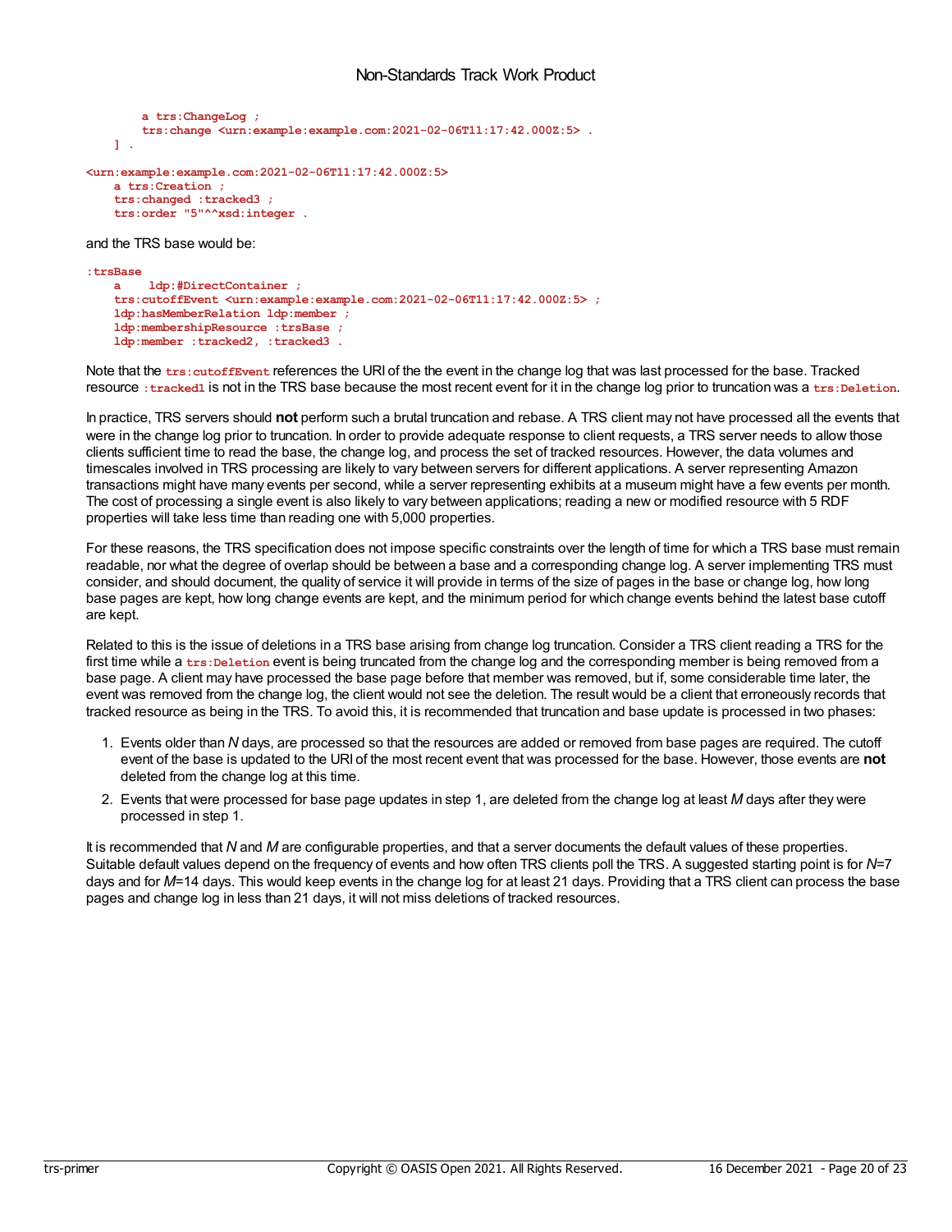```
        a trs:ChangeLog ;
        trs:change <urn:example:example.com:2021-02-06T11:17:42.000Z:5> .
    ] .

<urn:example:example.com:2021-02-06T11:17:42.000Z:5>
    a trs:Creation ;
    trs:changed :tracked3 ;
    trs:order "5"^^xsd:integer .
```

and the TRS base would be:

```
:trsBase
    a    ldp:#DirectContainer ;
    trs:cutoffEvent <urn:example:example.com:2021-02-06T11:17:42.000Z:5> ;
    ldp:hasMemberRelation ldp:member ;
    ldp:membershipResource :trsBase ;
    ldp:member :tracked2, :tracked3 .
```

Note that the `trs:cutoffEvent` references the URI of the the event in the change log that was last processed for the base. Tracked resource `:tracked1` is not in the TRS base because the most recent event for it in the change log prior to truncation was a `trs:Deletion`.

In practice, TRS servers should **not** perform such a brutal truncation and rebase. A TRS client may not have processed all the events that were in the change log prior to truncation. In order to provide adequate response to client requests, a TRS server needs to allow those clients sufficient time to read the base, the change log, and process the set of tracked resources. However, the data volumes and timescales involved in TRS processing are likely to vary between servers for different applications. A server representing Amazon transactions might have many events per second, while a server representing exhibits at a museum might have a few events per month. The cost of processing a single event is also likely to vary between applications; reading a new or modified resource with 5 RDF properties will take less time than reading one with 5,000 properties.

For these reasons, the TRS specification does not impose specific constraints over the length of time for which a TRS base must remain readable, nor what the degree of overlap should be between a base and a corresponding change log. A server implementing TRS must consider, and should document, the quality of service it will provide in terms of the size of pages in the base or change log, how long base pages are kept, how long change events are kept, and the minimum period for which change events behind the latest base cutoff are kept.

Related to this is the issue of deletions in a TRS base arising from change log truncation. Consider a TRS client reading a TRS for the first time while a `trs:Deletion` event is being truncated from the change log and the corresponding member is being removed from a base page. A client may have processed the base page before that member was removed, but if, some considerable time later, the event was removed from the change log, the client would not see the deletion. The result would be a client that erroneously records that tracked resource as being in the TRS. To avoid this, it is recommended that truncation and base update is processed in two phases:

1. Events older than *N* days, are processed so that the resources are added or removed from base pages are required. The cutoff event of the base is updated to the URI of the most recent event that was processed for the base. However, those events are **not** deleted from the change log at this time.
2. Events that were processed for base page updates in step 1, are deleted from the change log at least *M* days after they were processed in step 1.

It is recommended that *N* and *M* are configurable properties, and that a server documents the default values of these properties. Suitable default values depend on the frequency of events and how often TRS clients poll the TRS. A suggested starting point is for *N*=7 days and for *M*=14 days. This would keep events in the change log for at least 21 days. Providing that a TRS client can process the base pages and change log in less than 21 days, it will not miss deletions of tracked resources.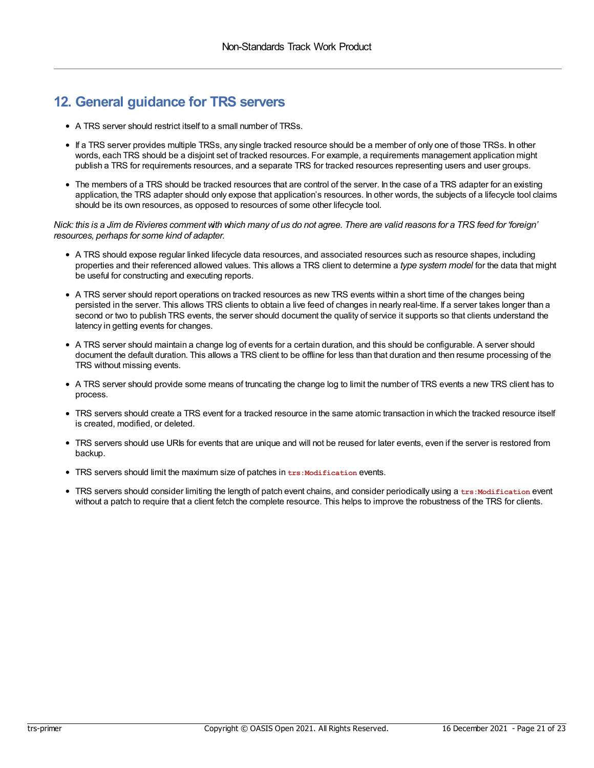## 12. General guidance for TRS servers

- A TRS server should restrict itself to a small number of TRSs.
- If a TRS server provides multiple TRSs, any single tracked resource should be a member of only one of those TRSs. In other words, each TRS should be a disjoint set of tracked resources. For example, a requirements management application might publish a TRS for requirements resources, and a separate TRS for tracked resources representing users and user groups.
- The members of a TRS should be tracked resources that are control of the server. In the case of a TRS adapter for an existing application, the TRS adapter should only expose that application's resources. In other words, the subjects of a lifecycle tool claims should be its own resources, as opposed to resources of some other lifecycle tool.

*Nick: this is a Jim de Rivieres comment with which many of us do not agree. There are valid reasons for a TRS feed for 'foreign' resources, perhaps for some kind of adapter.*

- A TRS should expose regular linked lifecycle data resources, and associated resources such as resource shapes, including properties and their referenced allowed values. This allows a TRS client to determine a *type system model* for the data that might be useful for constructing and executing reports.
- A TRS server should report operations on tracked resources as new TRS events within a short time of the changes being persisted in the server. This allows TRS clients to obtain a live feed of changes in nearly real-time. If a server takes longer than a second or two to publish TRS events, the server should document the quality of service it supports so that clients understand the latency in getting events for changes.
- A TRS server should maintain a change log of events for a certain duration, and this should be configurable. A server should document the default duration. This allows a TRS client to be offline for less than that duration and then resume processing of the TRS without missing events.
- A TRS server should provide some means of truncating the change log to limit the number of TRS events a new TRS client has to process.
- TRS servers should create a TRS event for a tracked resource in the same atomic transaction in which the tracked resource itself is created, modified, or deleted.
- TRS servers should use URIs for events that are unique and will not be reused for later events, even if the server is restored from backup.
- TRS servers should limit the maximum size of patches in `trs:Modification` events.
- TRS servers should consider limiting the length of patch event chains, and consider periodically using a `trs:Modification` event without a patch to require that a client fetch the complete resource. This helps to improve the robustness of the TRS for clients.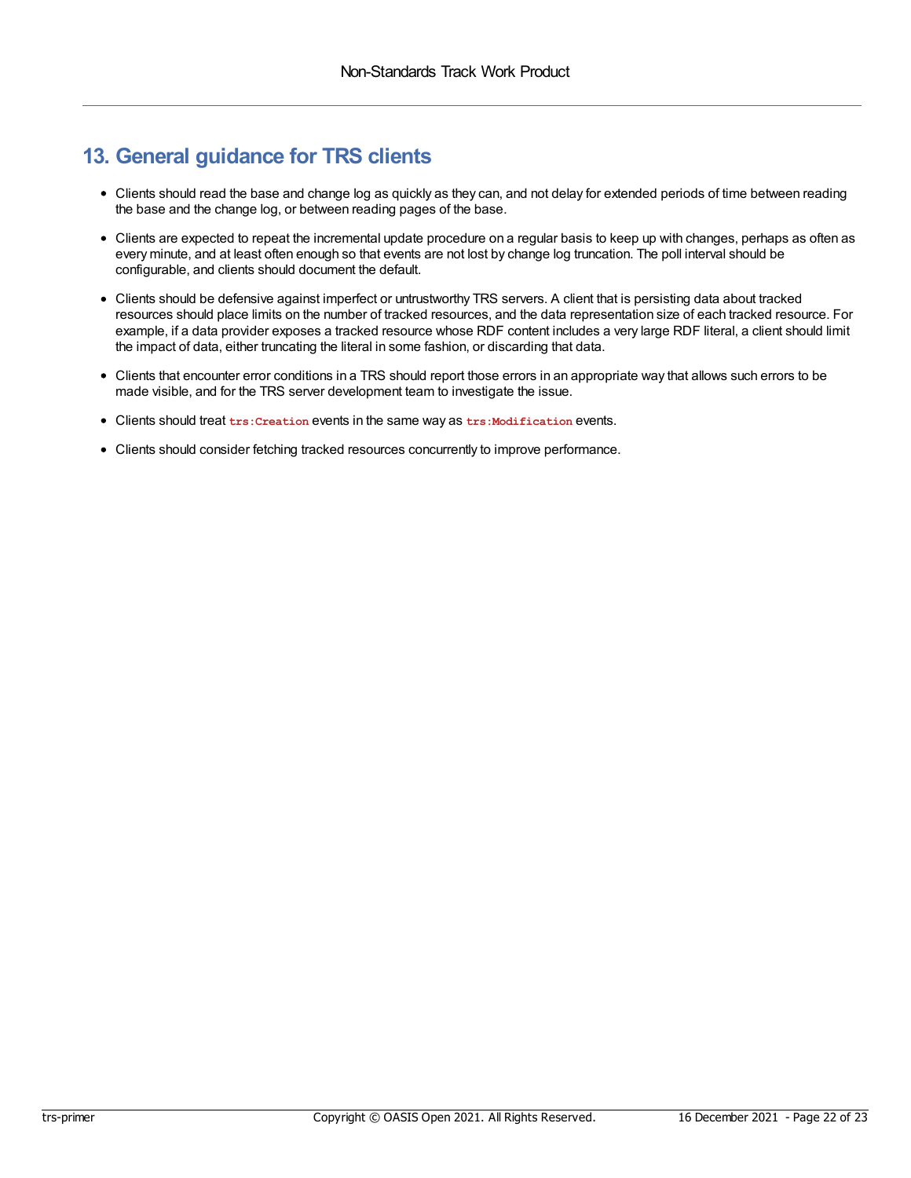# 13. General guidance for TRS clients

- Clients should read the base and change log as quickly as they can, and not delay for extended periods of time between reading the base and the change log, or between reading pages of the base.
- Clients are expected to repeat the incremental update procedure on a regular basis to keep up with changes, perhaps as often as every minute, and at least often enough so that events are not lost by change log truncation. The poll interval should be configurable, and clients should document the default.
- Clients should be defensive against imperfect or untrustworthy TRS servers. A client that is persisting data about tracked resources should place limits on the number of tracked resources, and the data representation size of each tracked resource. For example, if a data provider exposes a tracked resource whose RDF content includes a very large RDF literal, a client should limit the impact of data, either truncating the literal in some fashion, or discarding that data.
- Clients that encounter error conditions in a TRS should report those errors in an appropriate way that allows such errors to be made visible, and for the TRS server development team to investigate the issue.
- Clients should treat `trs:Creation` events in the same way as `trs:Modification` events.
- Clients should consider fetching tracked resources concurrently to improve performance.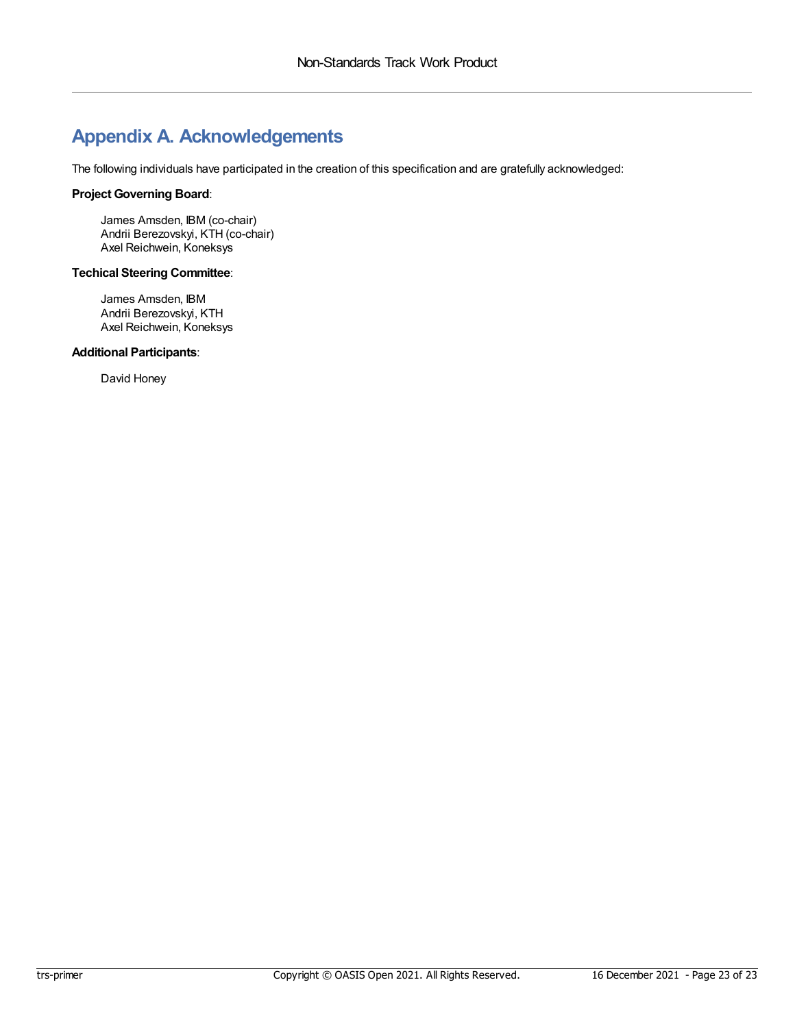# Appendix A. Acknowledgements

The following individuals have participated in the creation of this specification and are gratefully acknowledged:

**Project Governing Board**:

James Amsden, IBM (co-chair)
Andrii Berezovskyi, KTH (co-chair)
Axel Reichwein, Koneksys

**Techical Steering Committee**:

James Amsden, IBM
Andrii Berezovskyi, KTH
Axel Reichwein, Koneksys

**Additional Participants**:

David Honey